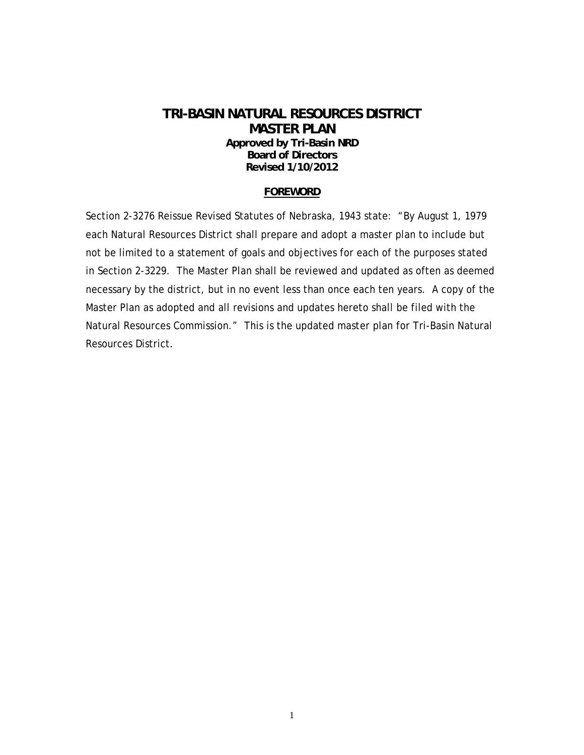# TRI-BASIN NATURAL RESOURCES DISTRICT
# MASTER PLAN

**Approved by Tri-Basin NRD**
**Board of Directors**
**Revised 1/10/2012**

## FOREWORD

Section 2-3276 Reissue Revised Statutes of Nebraska, 1943 state: "By August 1, 1979 each Natural Resources District shall prepare and adopt a master plan to include but not be limited to a statement of goals and objectives for each of the purposes stated in Section 2-3229. The Master Plan shall be reviewed and updated as often as deemed necessary by the district, but in no event less than once each ten years. A copy of the Master Plan as adopted and all revisions and updates hereto shall be filed with the Natural Resources Commission." This is the updated master plan for Tri-Basin Natural Resources District.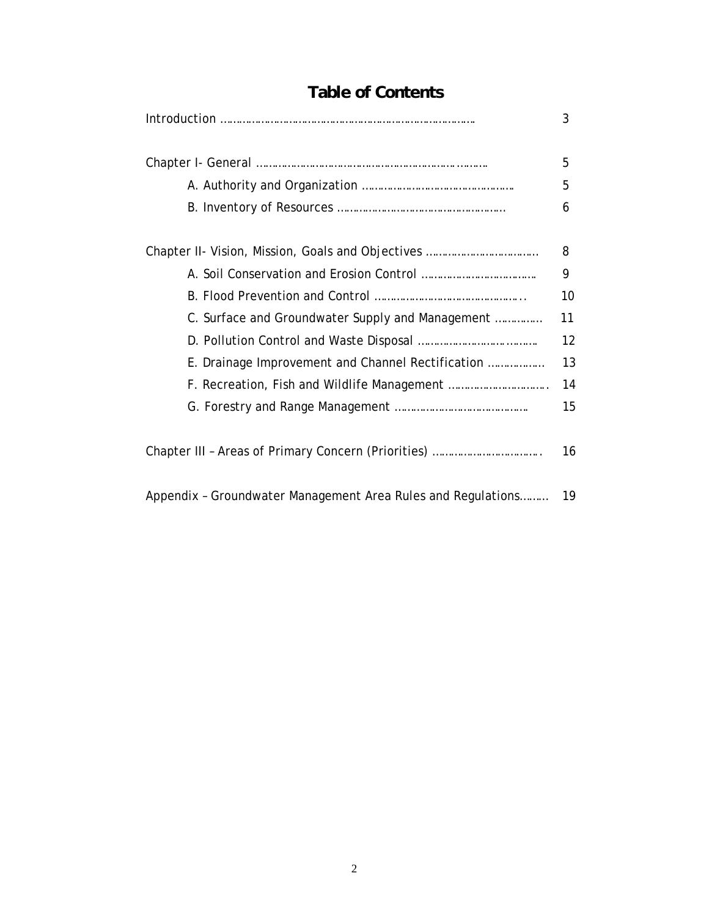# Table of Contents

| | |
|---|---|
| Introduction ………………………………………………………………………… | 3 |
| | |
| Chapter I- General ……………………………………………………………… | 5 |
| A. Authority and Organization ………………………………………… | 5 |
| B. Inventory of Resources …………………………………………… | 6 |
| | |
| Chapter II- Vision, Mission, Goals and Objectives ……………………………… | 8 |
| A. Soil Conservation and Erosion Control ……………………………… | 9 |
| B. Flood Prevention and Control ……………………………………….. | 10 |
| C. Surface and Groundwater Supply and Management …………… | 11 |
| D. Pollution Control and Waste Disposal ……………………………… | 12 |
| E. Drainage Improvement and Channel Rectification ……………… | 13 |
| F. Recreation, Fish and Wildlife Management …………………………. | 14 |
| G. Forestry and Range Management …………………………………… | 15 |
| | |
| Chapter III – Areas of Primary Concern (Priorities) ……………………………. | 16 |
| | |
| Appendix – Groundwater Management Area Rules and Regulations……… | 19 |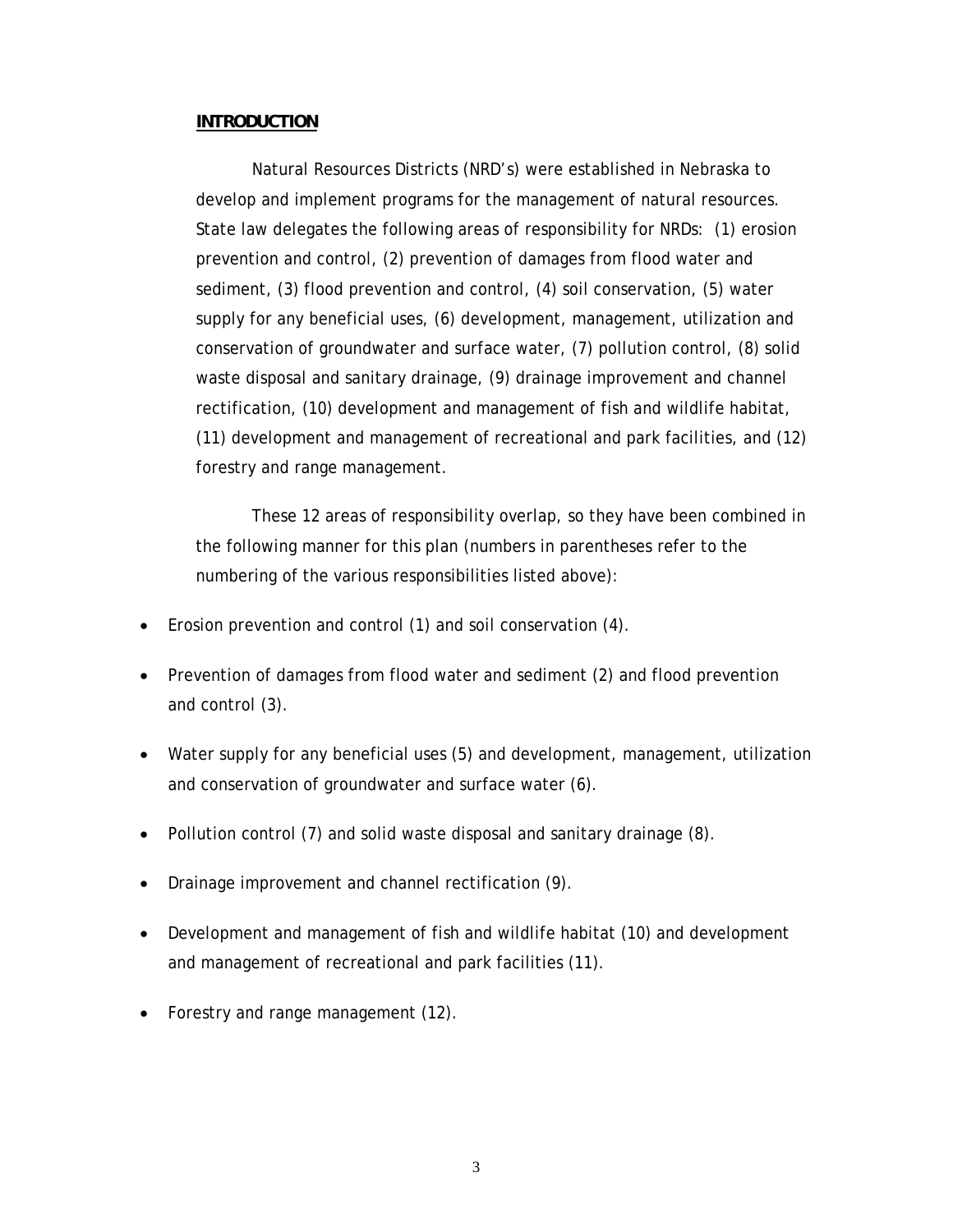## INTRODUCTION

Natural Resources Districts (NRD's) were established in Nebraska to develop and implement programs for the management of natural resources. State law delegates the following areas of responsibility for NRDs: (1) erosion prevention and control, (2) prevention of damages from flood water and sediment, (3) flood prevention and control, (4) soil conservation, (5) water supply for any beneficial uses, (6) development, management, utilization and conservation of groundwater and surface water, (7) pollution control, (8) solid waste disposal and sanitary drainage, (9) drainage improvement and channel rectification, (10) development and management of fish and wildlife habitat, (11) development and management of recreational and park facilities, and (12) forestry and range management.

These 12 areas of responsibility overlap, so they have been combined in the following manner for this plan (numbers in parentheses refer to the numbering of the various responsibilities listed above):

- Erosion prevention and control (1) and soil conservation (4).
- Prevention of damages from flood water and sediment (2) and flood prevention and control (3).
- Water supply for any beneficial uses (5) and development, management, utilization and conservation of groundwater and surface water (6).
- Pollution control (7) and solid waste disposal and sanitary drainage (8).
- Drainage improvement and channel rectification (9).
- Development and management of fish and wildlife habitat (10) and development and management of recreational and park facilities (11).
- Forestry and range management (12).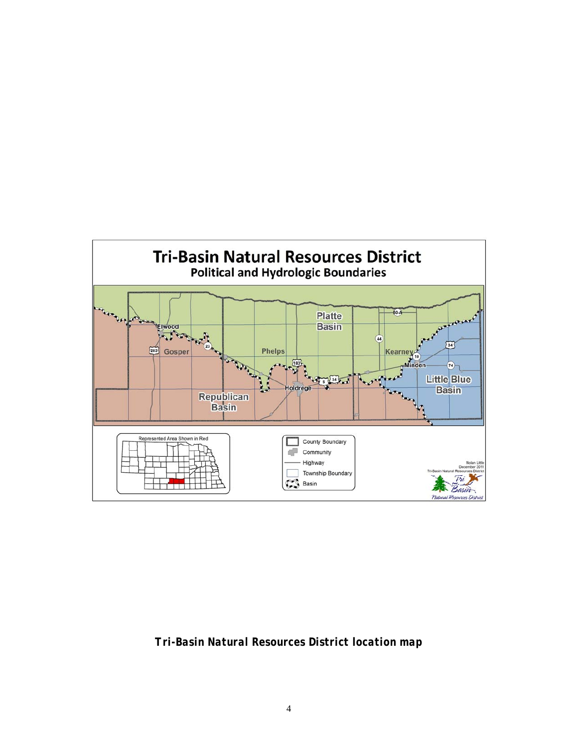**Tri-Basin Natural Resources District location map**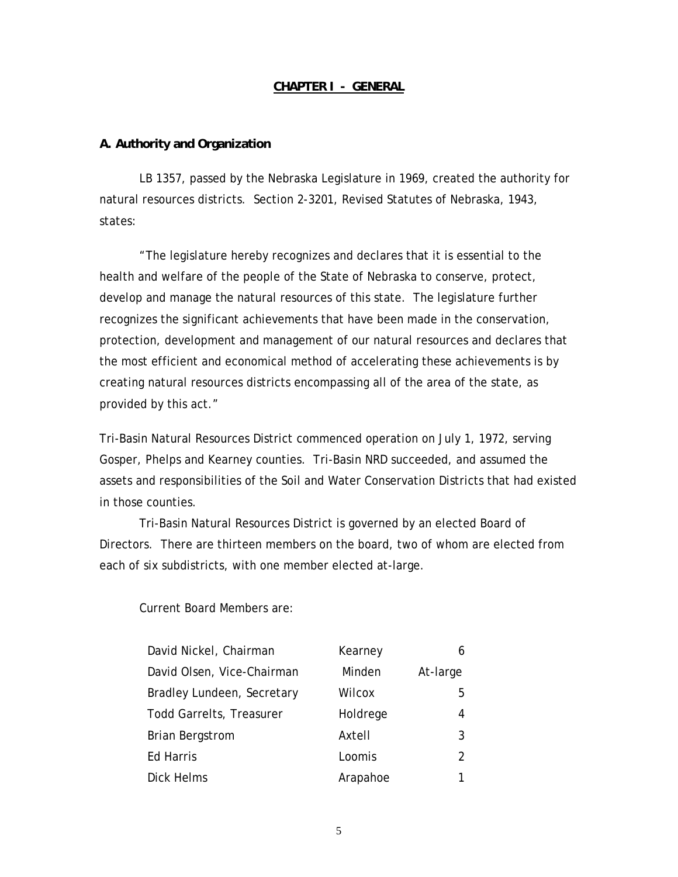# CHAPTER I - GENERAL

## A. Authority and Organization

LB 1357, passed by the Nebraska Legislature in 1969, created the authority for natural resources districts. Section 2-3201, Revised Statutes of Nebraska, 1943, states:

"The legislature hereby recognizes and declares that it is essential to the health and welfare of the people of the State of Nebraska to conserve, protect, develop and manage the natural resources of this state. The legislature further recognizes the significant achievements that have been made in the conservation, protection, development and management of our natural resources and declares that the most efficient and economical method of accelerating these achievements is by creating natural resources districts encompassing all of the area of the state, as provided by this act."

Tri-Basin Natural Resources District commenced operation on July 1, 1972, serving Gosper, Phelps and Kearney counties. Tri-Basin NRD succeeded, and assumed the assets and responsibilities of the Soil and Water Conservation Districts that had existed in those counties.

Tri-Basin Natural Resources District is governed by an elected Board of Directors. There are thirteen members on the board, two of whom are elected from each of six subdistricts, with one member elected at-large.

Current Board Members are:

| | | |
|---|---|---|
| David Nickel, Chairman | Kearney | 6 |
| David Olsen, Vice-Chairman | Minden | At-large |
| Bradley Lundeen, Secretary | Wilcox | 5 |
| Todd Garrelts, Treasurer | Holdrege | 4 |
| Brian Bergstrom | Axtell | 3 |
| Ed Harris | Loomis | 2 |
| Dick Helms | Arapahoe | 1 |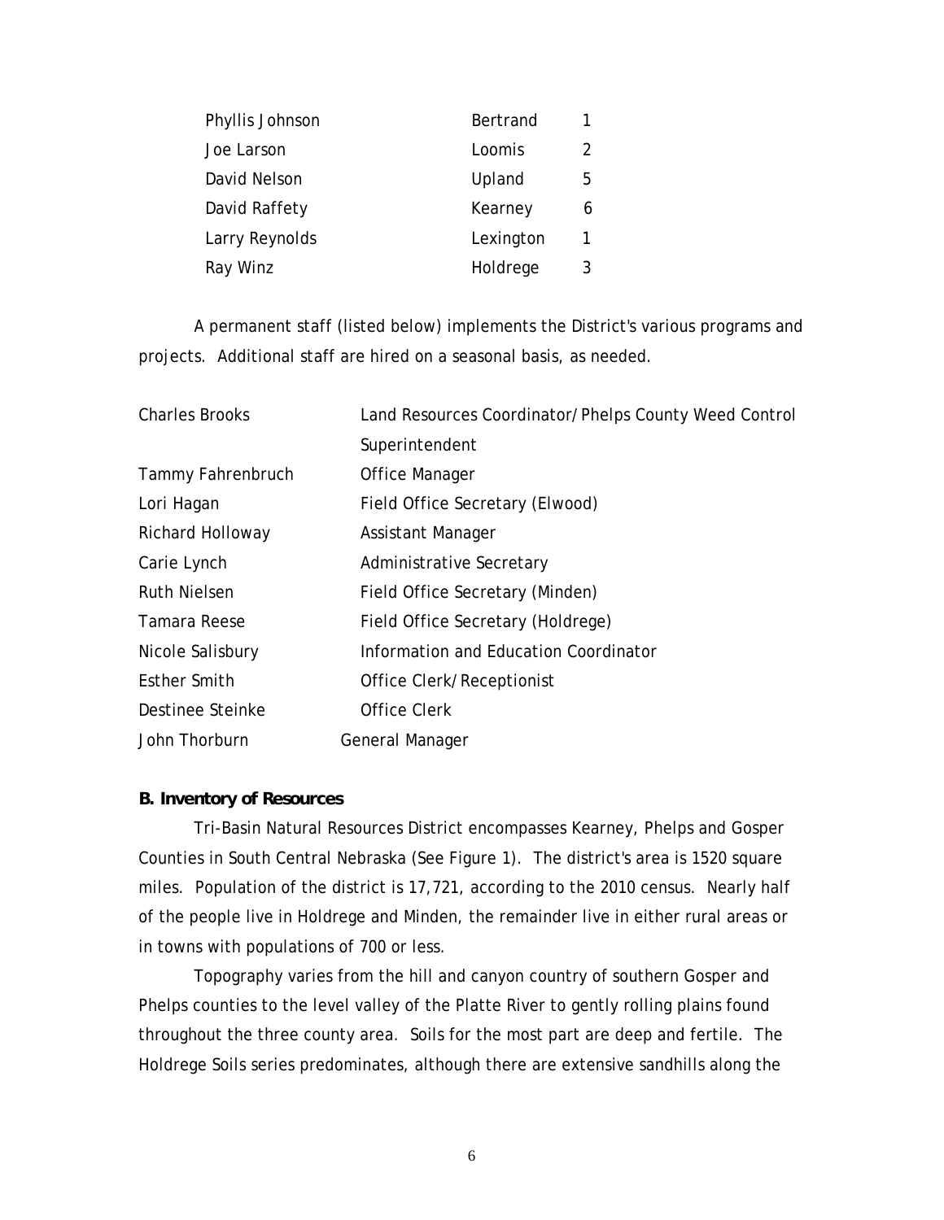| | | |
|---|---|---|
| Phyllis Johnson | Bertrand | 1 |
| Joe Larson | Loomis | 2 |
| David Nelson | Upland | 5 |
| David Raffety | Kearney | 6 |
| Larry Reynolds | Lexington | 1 |
| Ray Winz | Holdrege | 3 |

A permanent staff (listed below) implements the District's various programs and projects. Additional staff are hired on a seasonal basis, as needed.

| | |
|---|---|
| Charles Brooks | Land Resources Coordinator/Phelps County Weed Control Superintendent |
| Tammy Fahrenbruch | Office Manager |
| Lori Hagan | Field Office Secretary (Elwood) |
| Richard Holloway | Assistant Manager |
| Carie Lynch | Administrative Secretary |
| Ruth Nielsen | Field Office Secretary (Minden) |
| Tamara Reese | Field Office Secretary (Holdrege) |
| Nicole Salisbury | Information and Education Coordinator |
| Esther Smith | Office Clerk/Receptionist |
| Destinee Steinke | Office Clerk |
| John Thorburn | General Manager |

**B. Inventory of Resources**

Tri-Basin Natural Resources District encompasses Kearney, Phelps and Gosper Counties in South Central Nebraska (See Figure 1). The district's area is 1520 square miles. Population of the district is 17,721, according to the 2010 census. Nearly half of the people live in Holdrege and Minden, the remainder live in either rural areas or in towns with populations of 700 or less.

Topography varies from the hill and canyon country of southern Gosper and Phelps counties to the level valley of the Platte River to gently rolling plains found throughout the three county area. Soils for the most part are deep and fertile. The Holdrege Soils series predominates, although there are extensive sandhills along the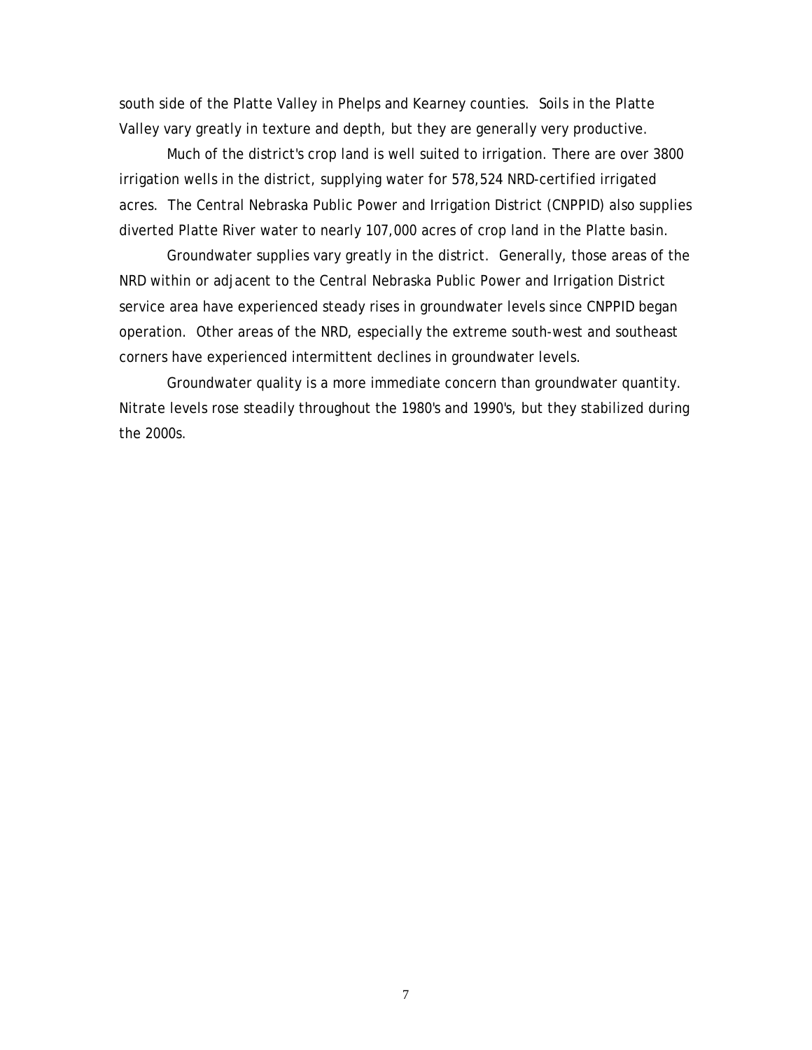south side of the Platte Valley in Phelps and Kearney counties. Soils in the Platte Valley vary greatly in texture and depth, but they are generally very productive.

Much of the district's crop land is well suited to irrigation. There are over 3800 irrigation wells in the district, supplying water for 578,524 NRD-certified irrigated acres. The Central Nebraska Public Power and Irrigation District (CNPPID) also supplies diverted Platte River water to nearly 107,000 acres of crop land in the Platte basin.

Groundwater supplies vary greatly in the district. Generally, those areas of the NRD within or adjacent to the Central Nebraska Public Power and Irrigation District service area have experienced steady rises in groundwater levels since CNPPID began operation. Other areas of the NRD, especially the extreme south-west and southeast corners have experienced intermittent declines in groundwater levels.

Groundwater quality is a more immediate concern than groundwater quantity. Nitrate levels rose steadily throughout the 1980's and 1990's, but they stabilized during the 2000s.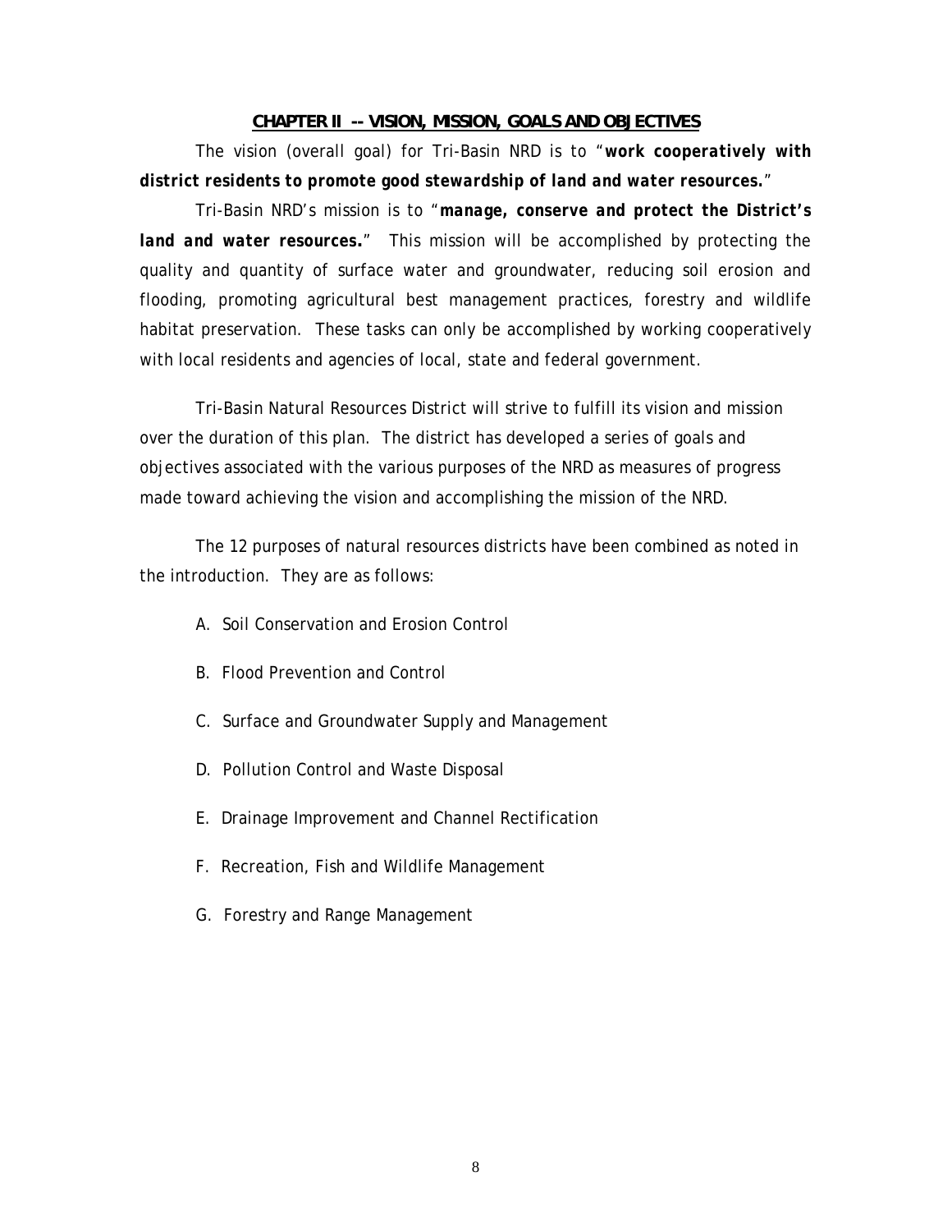## CHAPTER II -- VISION, MISSION, GOALS AND OBJECTIVES

The vision (overall goal) for Tri-Basin NRD is to "***work cooperatively with district residents to promote good stewardship of land and water resources.***"

Tri-Basin NRD's mission is to "***manage, conserve and protect the District's land and water resources.***" This mission will be accomplished by protecting the quality and quantity of surface water and groundwater, reducing soil erosion and flooding, promoting agricultural best management practices, forestry and wildlife habitat preservation. These tasks can only be accomplished by working cooperatively with local residents and agencies of local, state and federal government.

Tri-Basin Natural Resources District will strive to fulfill its vision and mission over the duration of this plan. The district has developed a series of goals and objectives associated with the various purposes of the NRD as measures of progress made toward achieving the vision and accomplishing the mission of the NRD.

The 12 purposes of natural resources districts have been combined as noted in the introduction. They are as follows:

A. Soil Conservation and Erosion Control

B. Flood Prevention and Control

C. Surface and Groundwater Supply and Management

D. Pollution Control and Waste Disposal

E. Drainage Improvement and Channel Rectification

F. Recreation, Fish and Wildlife Management

G. Forestry and Range Management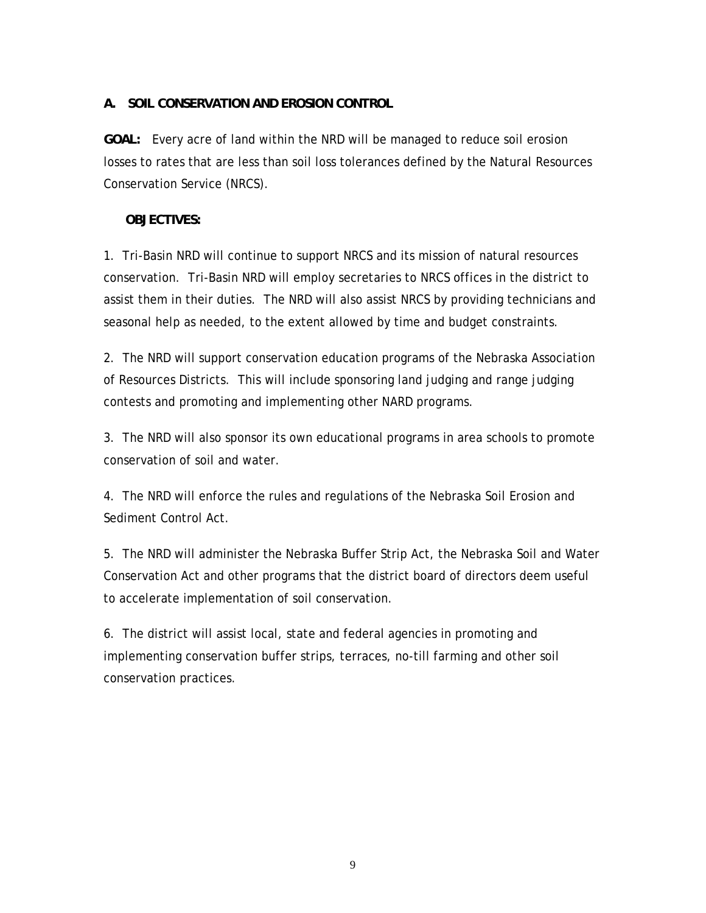## A. SOIL CONSERVATION AND EROSION CONTROL

**GOAL:** Every acre of land within the NRD will be managed to reduce soil erosion losses to rates that are less than soil loss tolerances defined by the Natural Resources Conservation Service (NRCS).

**OBJECTIVES:**

1. Tri-Basin NRD will continue to support NRCS and its mission of natural resources conservation. Tri-Basin NRD will employ secretaries to NRCS offices in the district to assist them in their duties. The NRD will also assist NRCS by providing technicians and seasonal help as needed, to the extent allowed by time and budget constraints.

2. The NRD will support conservation education programs of the Nebraska Association of Resources Districts. This will include sponsoring land judging and range judging contests and promoting and implementing other NARD programs.

3. The NRD will also sponsor its own educational programs in area schools to promote conservation of soil and water.

4. The NRD will enforce the rules and regulations of the Nebraska Soil Erosion and Sediment Control Act.

5. The NRD will administer the Nebraska Buffer Strip Act, the Nebraska Soil and Water Conservation Act and other programs that the district board of directors deem useful to accelerate implementation of soil conservation.

6. The district will assist local, state and federal agencies in promoting and implementing conservation buffer strips, terraces, no-till farming and other soil conservation practices.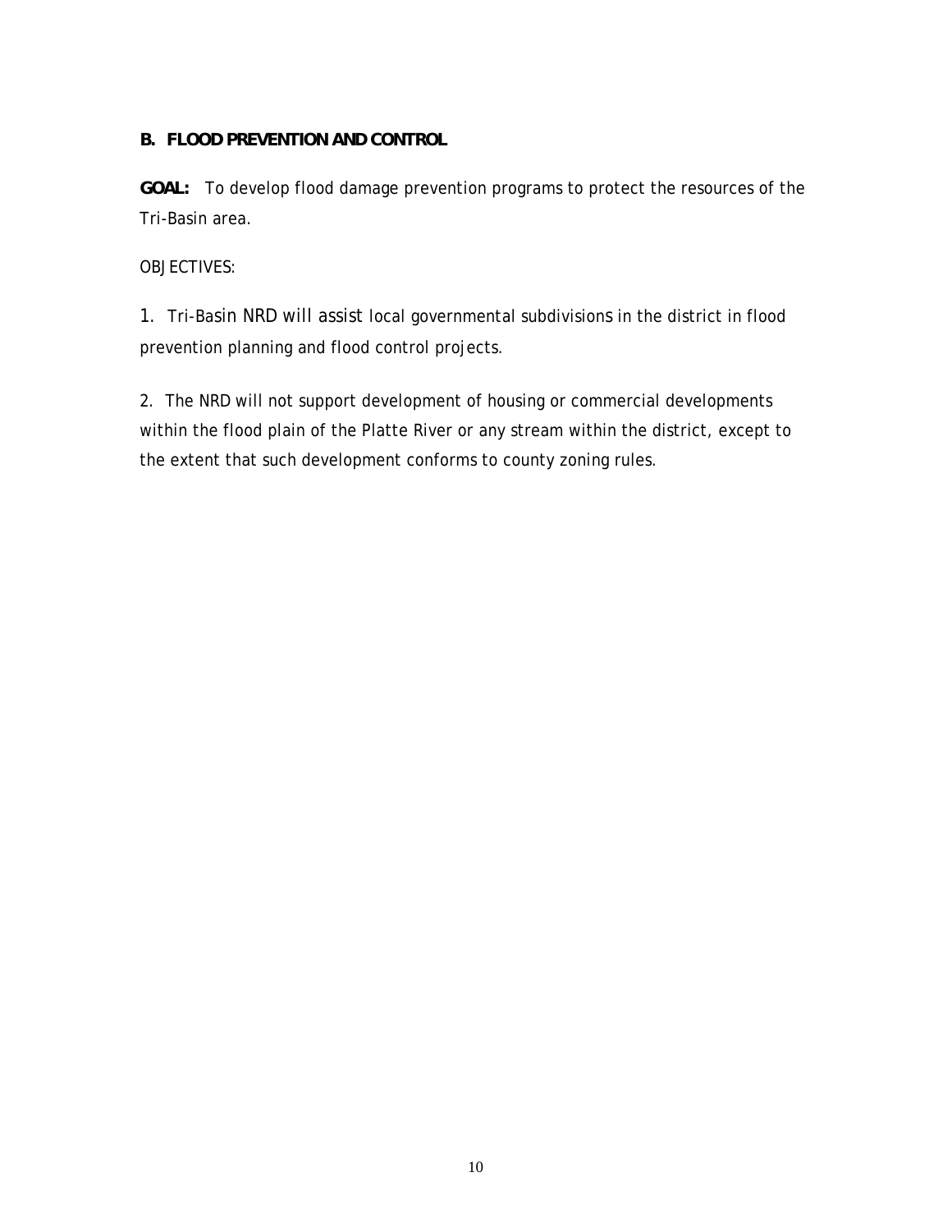## B. FLOOD PREVENTION AND CONTROL

**GOAL:** To develop flood damage prevention programs to protect the resources of the Tri-Basin area.

OBJECTIVES:

1. Tri-Basin NRD will assist local governmental subdivisions in the district in flood prevention planning and flood control projects.

2. The NRD will not support development of housing or commercial developments within the flood plain of the Platte River or any stream within the district, except to the extent that such development conforms to county zoning rules.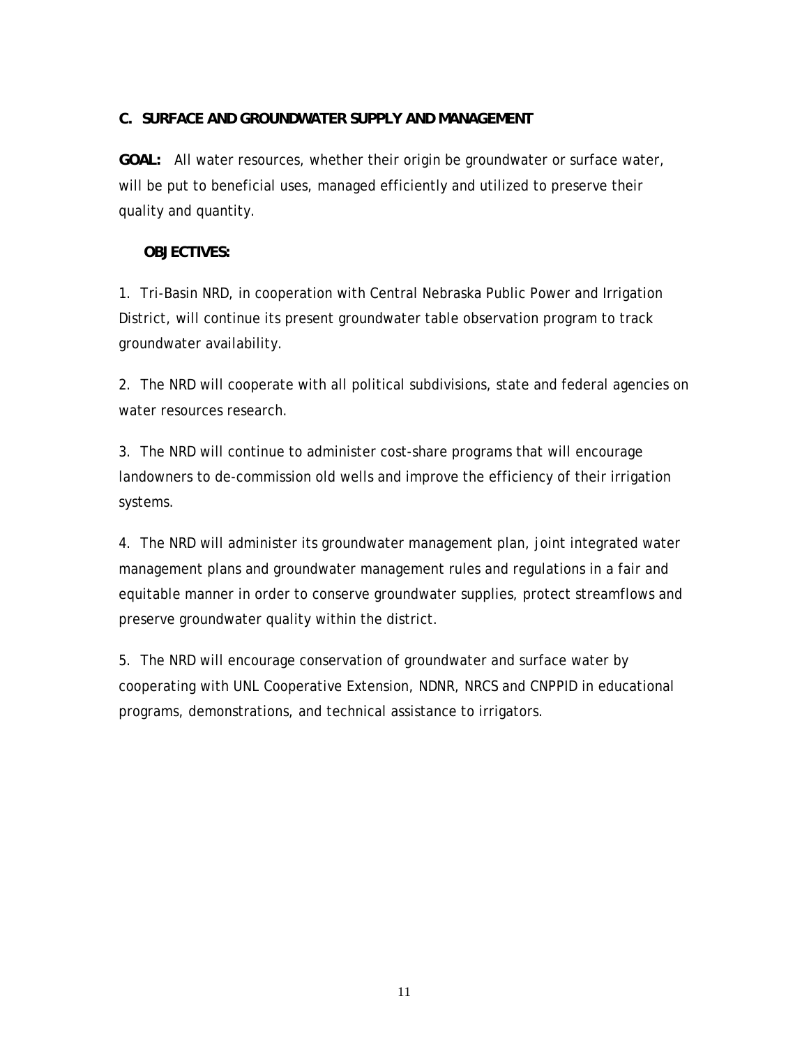## C. SURFACE AND GROUNDWATER SUPPLY AND MANAGEMENT

**GOAL:** All water resources, whether their origin be groundwater or surface water, will be put to beneficial uses, managed efficiently and utilized to preserve their quality and quantity.

**OBJECTIVES:**

1. Tri-Basin NRD, in cooperation with Central Nebraska Public Power and Irrigation District, will continue its present groundwater table observation program to track groundwater availability.

2. The NRD will cooperate with all political subdivisions, state and federal agencies on water resources research.

3. The NRD will continue to administer cost-share programs that will encourage landowners to de-commission old wells and improve the efficiency of their irrigation systems.

4. The NRD will administer its groundwater management plan, joint integrated water management plans and groundwater management rules and regulations in a fair and equitable manner in order to conserve groundwater supplies, protect streamflows and preserve groundwater quality within the district.

5. The NRD will encourage conservation of groundwater and surface water by cooperating with UNL Cooperative Extension, NDNR, NRCS and CNPPID in educational programs, demonstrations, and technical assistance to irrigators.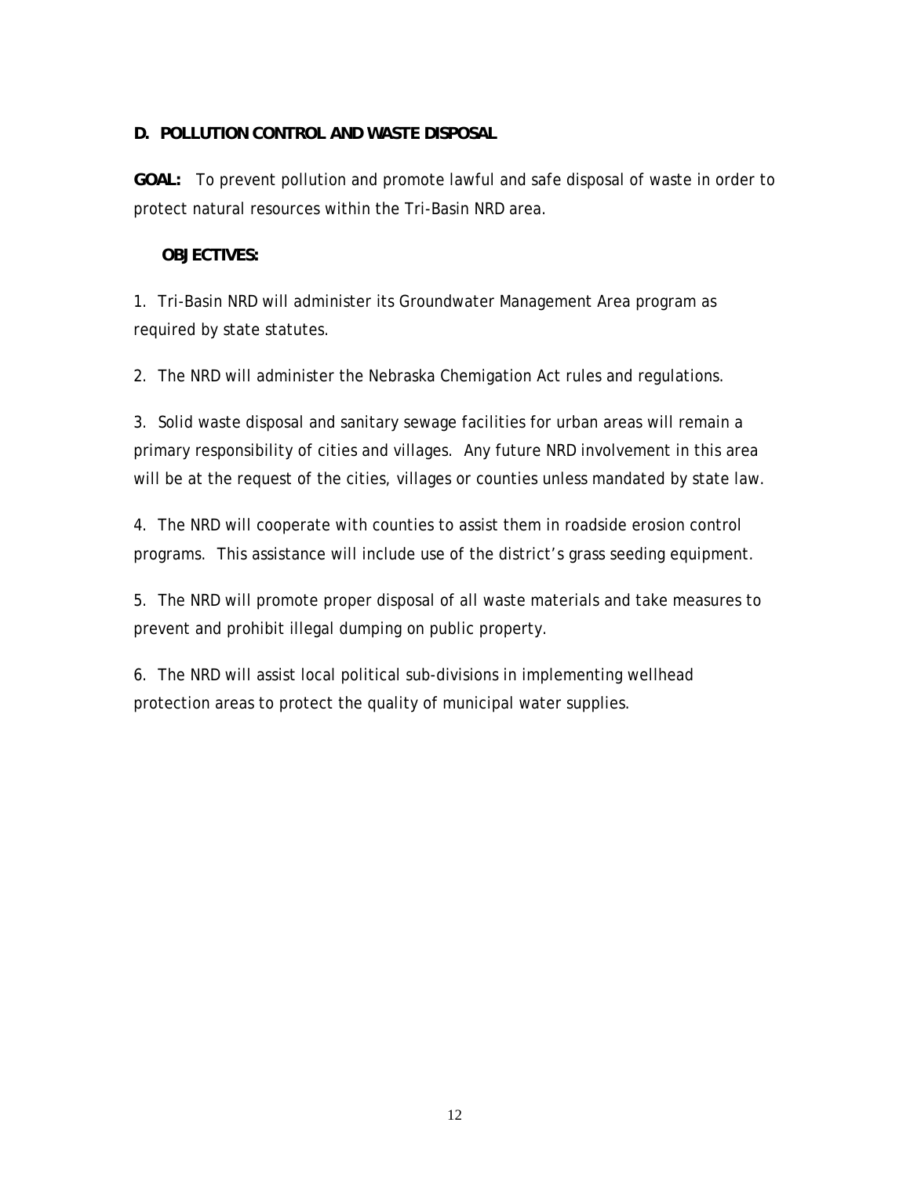## D. POLLUTION CONTROL AND WASTE DISPOSAL

**GOAL:** To prevent pollution and promote lawful and safe disposal of waste in order to protect natural resources within the Tri-Basin NRD area.

**OBJECTIVES:**

1. Tri-Basin NRD will administer its Groundwater Management Area program as required by state statutes.

2. The NRD will administer the Nebraska Chemigation Act rules and regulations.

3. Solid waste disposal and sanitary sewage facilities for urban areas will remain a primary responsibility of cities and villages. Any future NRD involvement in this area will be at the request of the cities, villages or counties unless mandated by state law.

4. The NRD will cooperate with counties to assist them in roadside erosion control programs. This assistance will include use of the district's grass seeding equipment.

5. The NRD will promote proper disposal of all waste materials and take measures to prevent and prohibit illegal dumping on public property.

6. The NRD will assist local political sub-divisions in implementing wellhead protection areas to protect the quality of municipal water supplies.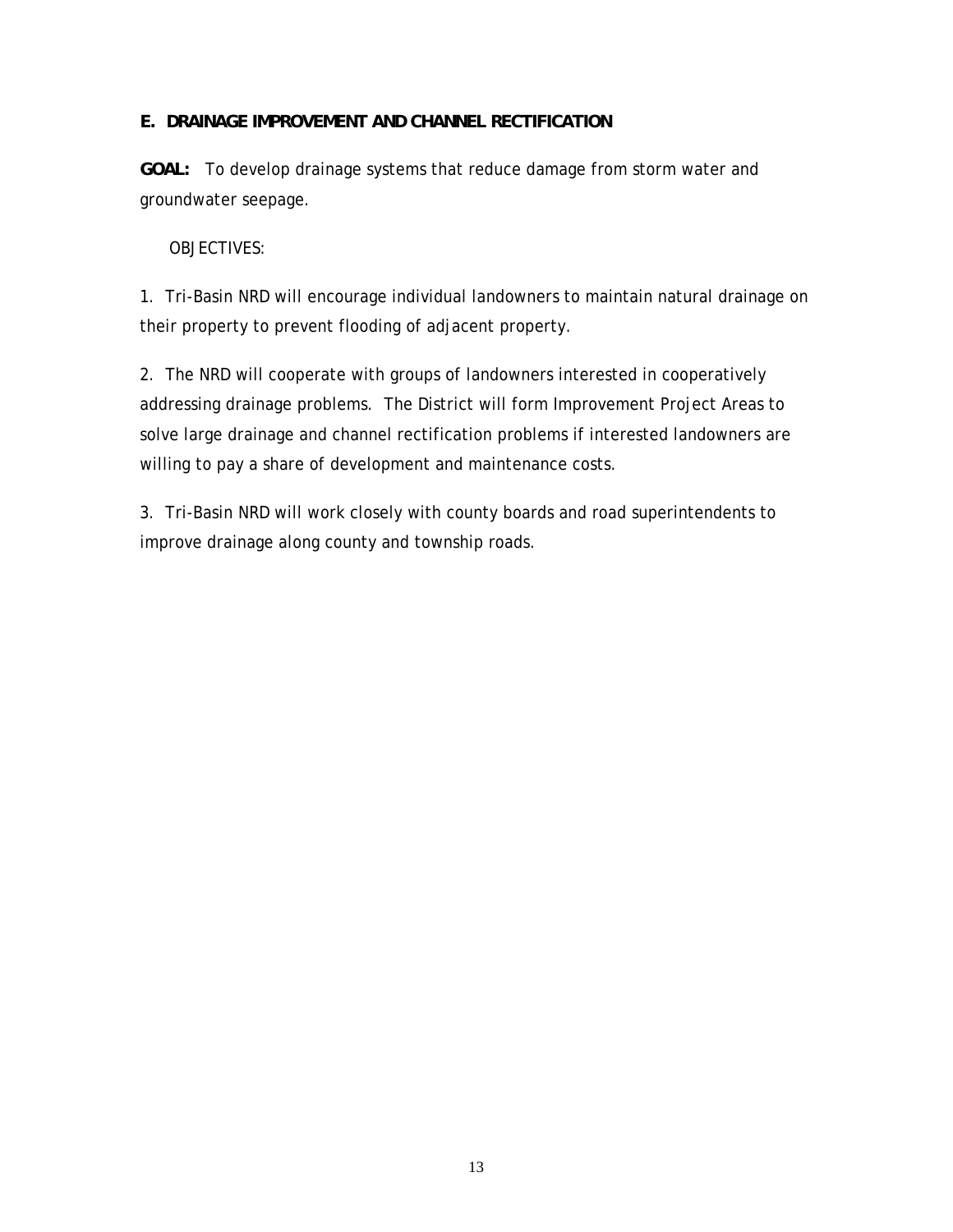## E. DRAINAGE IMPROVEMENT AND CHANNEL RECTIFICATION

**GOAL:** To develop drainage systems that reduce damage from storm water and groundwater seepage.

OBJECTIVES:

1. Tri-Basin NRD will encourage individual landowners to maintain natural drainage on their property to prevent flooding of adjacent property.

2. The NRD will cooperate with groups of landowners interested in cooperatively addressing drainage problems. The District will form Improvement Project Areas to solve large drainage and channel rectification problems if interested landowners are willing to pay a share of development and maintenance costs.

3. Tri-Basin NRD will work closely with county boards and road superintendents to improve drainage along county and township roads.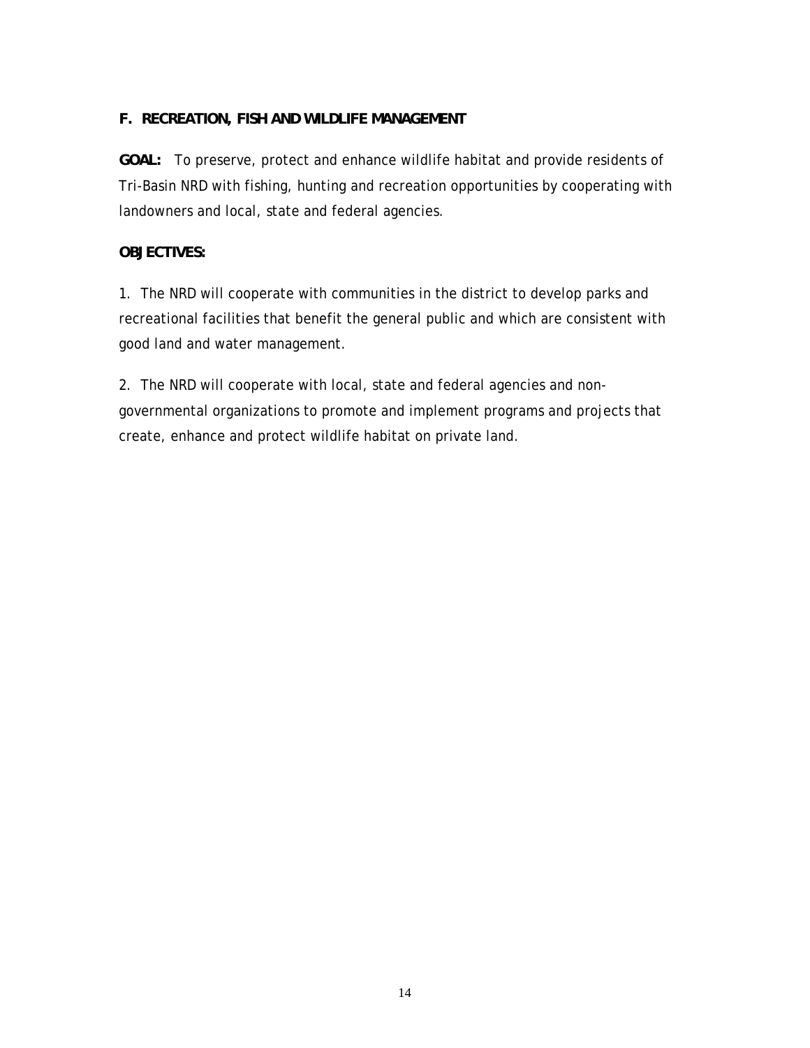## F. RECREATION, FISH AND WILDLIFE MANAGEMENT

**GOAL:** To preserve, protect and enhance wildlife habitat and provide residents of Tri-Basin NRD with fishing, hunting and recreation opportunities by cooperating with landowners and local, state and federal agencies.

**OBJECTIVES:**

1. The NRD will cooperate with communities in the district to develop parks and recreational facilities that benefit the general public and which are consistent with good land and water management.

2. The NRD will cooperate with local, state and federal agencies and non-governmental organizations to promote and implement programs and projects that create, enhance and protect wildlife habitat on private land.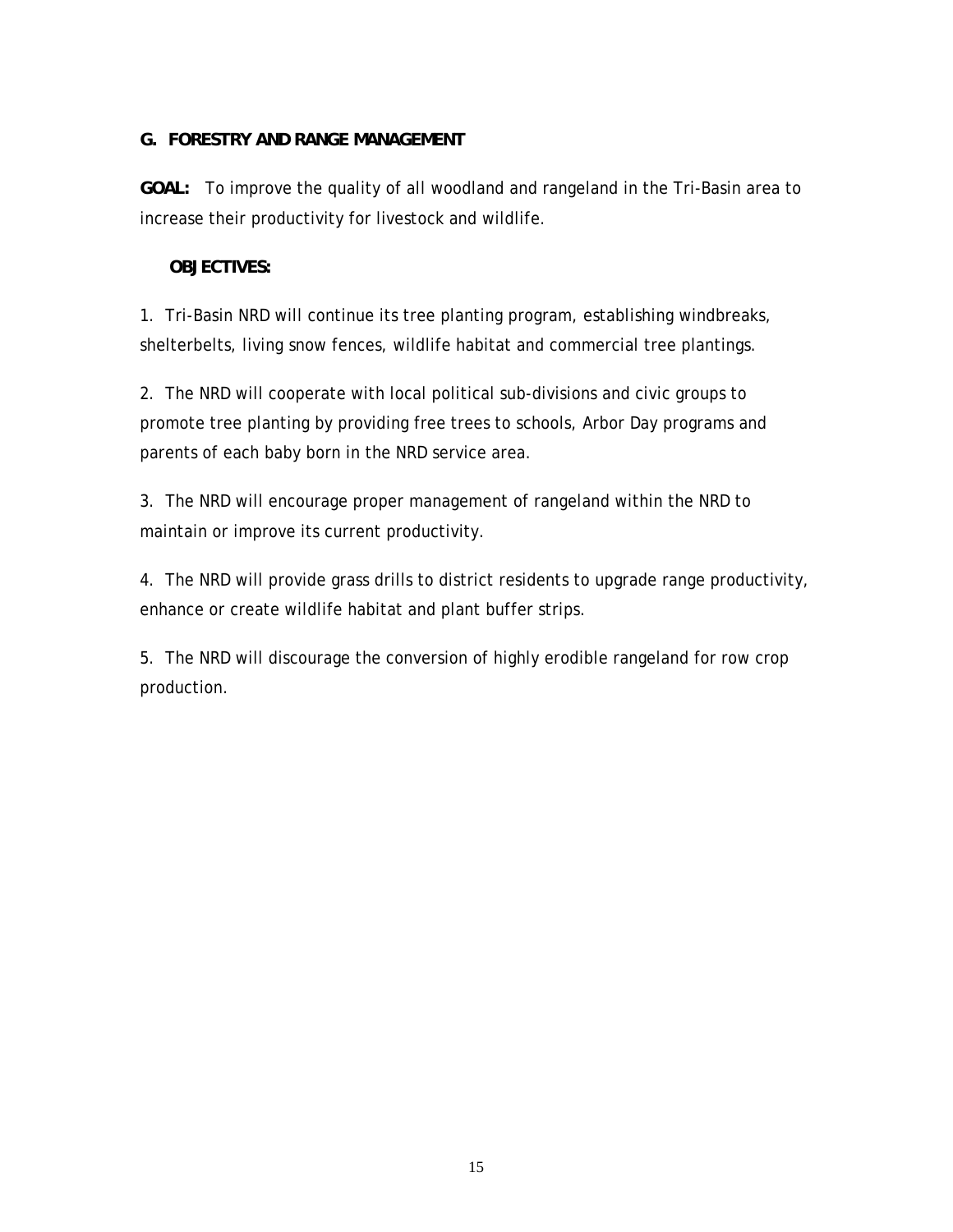## G. FORESTRY AND RANGE MANAGEMENT

**GOAL:** To improve the quality of all woodland and rangeland in the Tri-Basin area to increase their productivity for livestock and wildlife.

**OBJECTIVES:**

1. Tri-Basin NRD will continue its tree planting program, establishing windbreaks, shelterbelts, living snow fences, wildlife habitat and commercial tree plantings.

2. The NRD will cooperate with local political sub-divisions and civic groups to promote tree planting by providing free trees to schools, Arbor Day programs and parents of each baby born in the NRD service area.

3. The NRD will encourage proper management of rangeland within the NRD to maintain or improve its current productivity.

4. The NRD will provide grass drills to district residents to upgrade range productivity, enhance or create wildlife habitat and plant buffer strips.

5. The NRD will discourage the conversion of highly erodible rangeland for row crop production.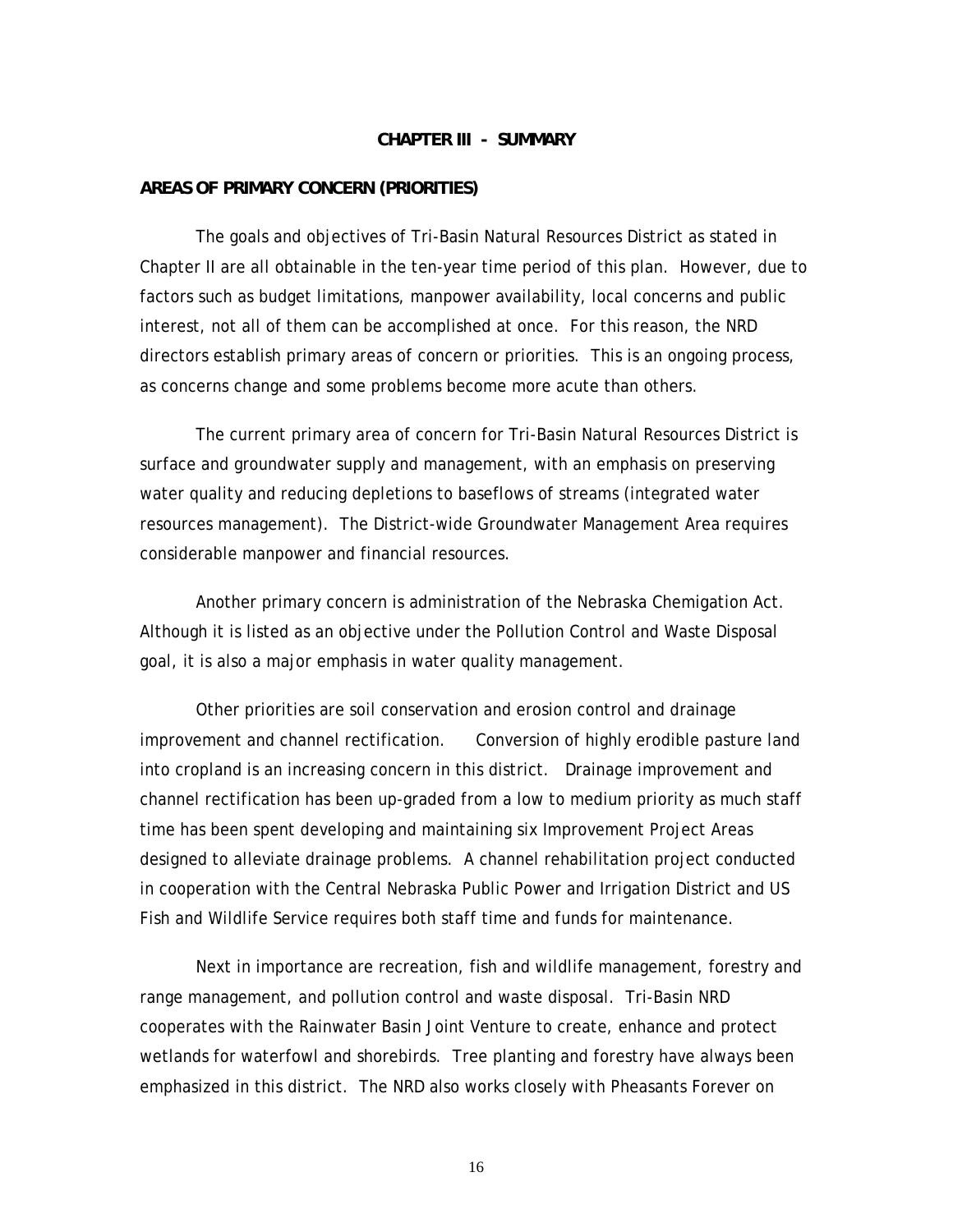# CHAPTER III - SUMMARY

## AREAS OF PRIMARY CONCERN (PRIORITIES)

The goals and objectives of Tri-Basin Natural Resources District as stated in Chapter II are all obtainable in the ten-year time period of this plan. However, due to factors such as budget limitations, manpower availability, local concerns and public interest, not all of them can be accomplished at once. For this reason, the NRD directors establish primary areas of concern or priorities. This is an ongoing process, as concerns change and some problems become more acute than others.

The current primary area of concern for Tri-Basin Natural Resources District is surface and groundwater supply and management, with an emphasis on preserving water quality and reducing depletions to baseflows of streams (integrated water resources management). The District-wide Groundwater Management Area requires considerable manpower and financial resources.

Another primary concern is administration of the Nebraska Chemigation Act. Although it is listed as an objective under the Pollution Control and Waste Disposal goal, it is also a major emphasis in water quality management.

Other priorities are soil conservation and erosion control and drainage improvement and channel rectification. Conversion of highly erodible pasture land into cropland is an increasing concern in this district. Drainage improvement and channel rectification has been up-graded from a low to medium priority as much staff time has been spent developing and maintaining six Improvement Project Areas designed to alleviate drainage problems. A channel rehabilitation project conducted in cooperation with the Central Nebraska Public Power and Irrigation District and US Fish and Wildlife Service requires both staff time and funds for maintenance.

Next in importance are recreation, fish and wildlife management, forestry and range management, and pollution control and waste disposal. Tri-Basin NRD cooperates with the Rainwater Basin Joint Venture to create, enhance and protect wetlands for waterfowl and shorebirds. Tree planting and forestry have always been emphasized in this district. The NRD also works closely with Pheasants Forever on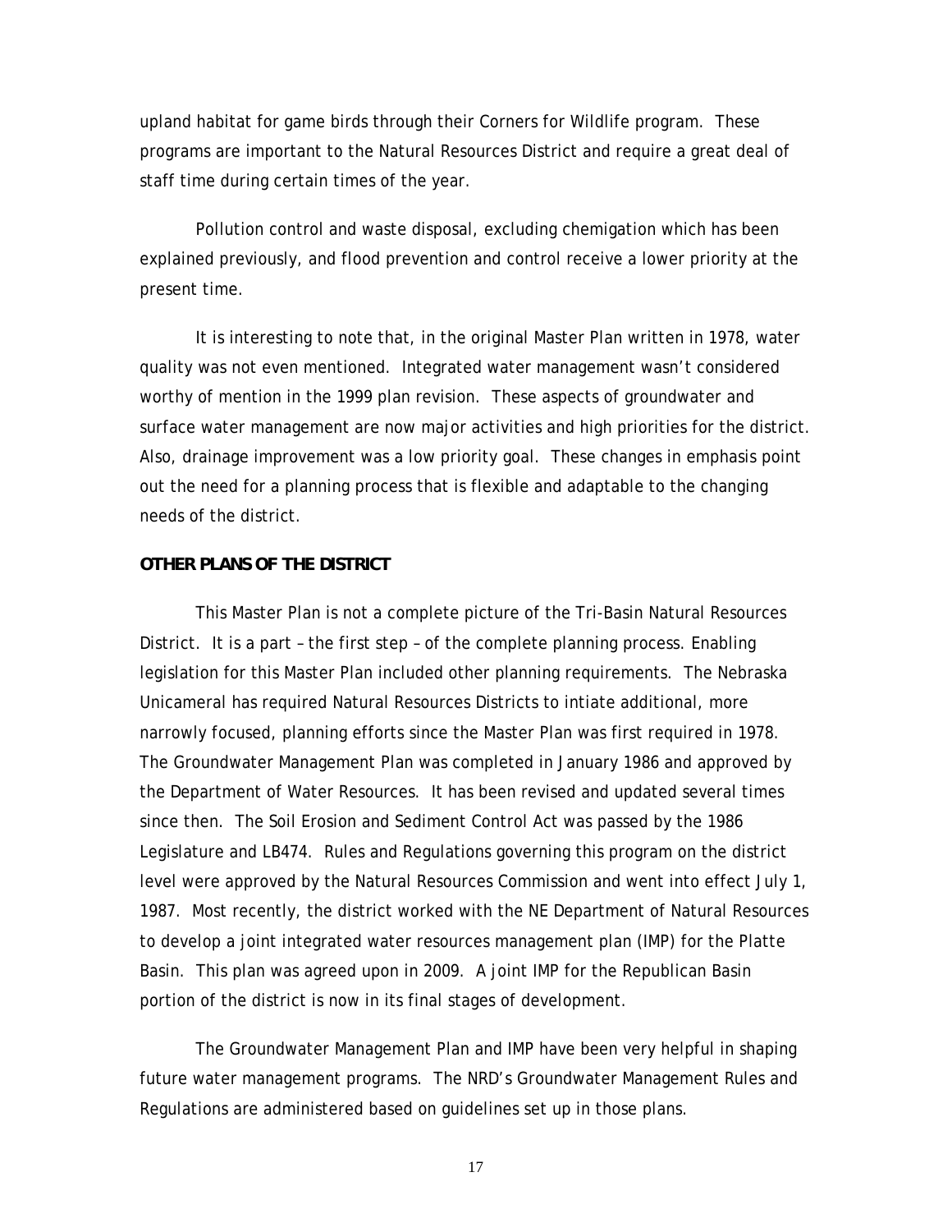upland habitat for game birds through their Corners for Wildlife program. These programs are important to the Natural Resources District and require a great deal of staff time during certain times of the year.

Pollution control and waste disposal, excluding chemigation which has been explained previously, and flood prevention and control receive a lower priority at the present time.

It is interesting to note that, in the original Master Plan written in 1978, water quality was not even mentioned. Integrated water management wasn't considered worthy of mention in the 1999 plan revision. These aspects of groundwater and surface water management are now major activities and high priorities for the district. Also, drainage improvement was a low priority goal. These changes in emphasis point out the need for a planning process that is flexible and adaptable to the changing needs of the district.

**OTHER PLANS OF THE DISTRICT**

This Master Plan is not a complete picture of the Tri-Basin Natural Resources District. It is a part – the first step – of the complete planning process. Enabling legislation for this Master Plan included other planning requirements. The Nebraska Unicameral has required Natural Resources Districts to intiate additional, more narrowly focused, planning efforts since the Master Plan was first required in 1978. The Groundwater Management Plan was completed in January 1986 and approved by the Department of Water Resources. It has been revised and updated several times since then. The Soil Erosion and Sediment Control Act was passed by the 1986 Legislature and LB474. Rules and Regulations governing this program on the district level were approved by the Natural Resources Commission and went into effect July 1, 1987. Most recently, the district worked with the NE Department of Natural Resources to develop a joint integrated water resources management plan (IMP) for the Platte Basin. This plan was agreed upon in 2009. A joint IMP for the Republican Basin portion of the district is now in its final stages of development.

The Groundwater Management Plan and IMP have been very helpful in shaping future water management programs. The NRD's Groundwater Management Rules and Regulations are administered based on guidelines set up in those plans.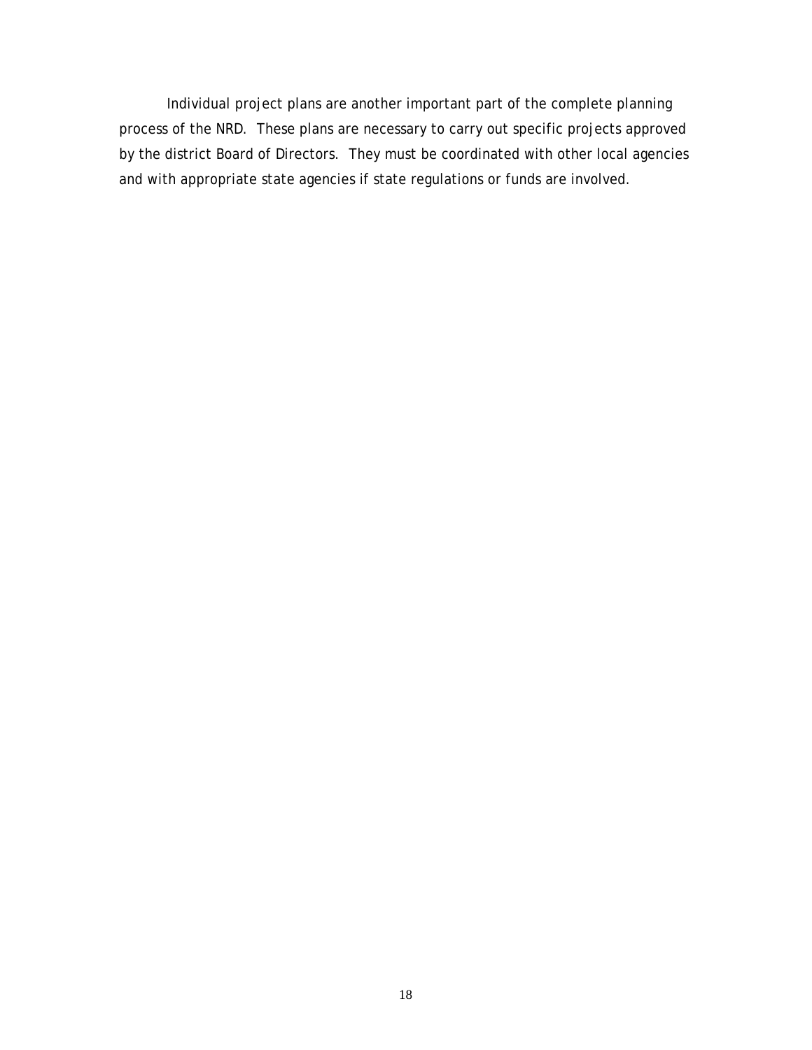Individual project plans are another important part of the complete planning process of the NRD. These plans are necessary to carry out specific projects approved by the district Board of Directors. They must be coordinated with other local agencies and with appropriate state agencies if state regulations or funds are involved.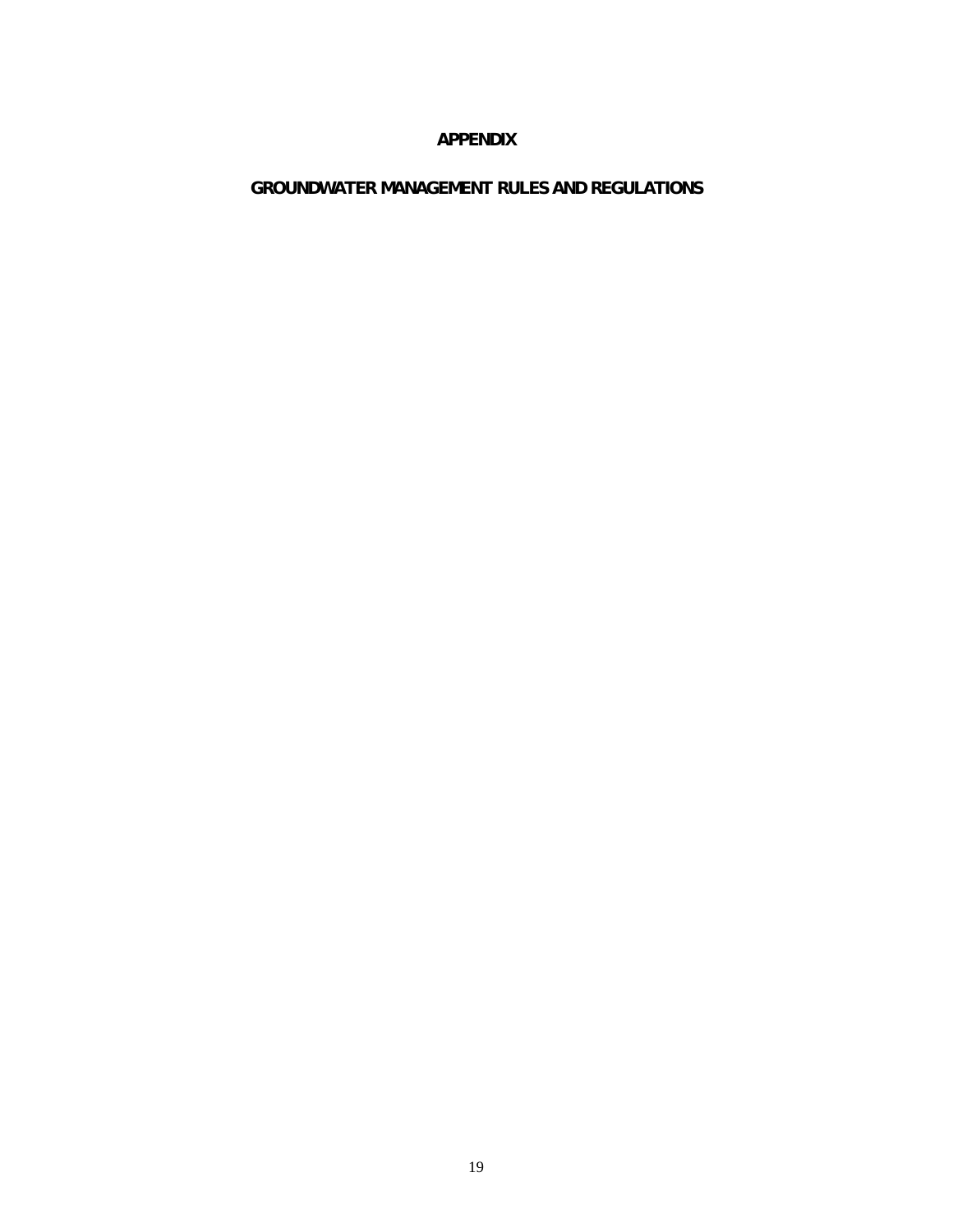# APPENDIX

## GROUNDWATER MANAGEMENT RULES AND REGULATIONS